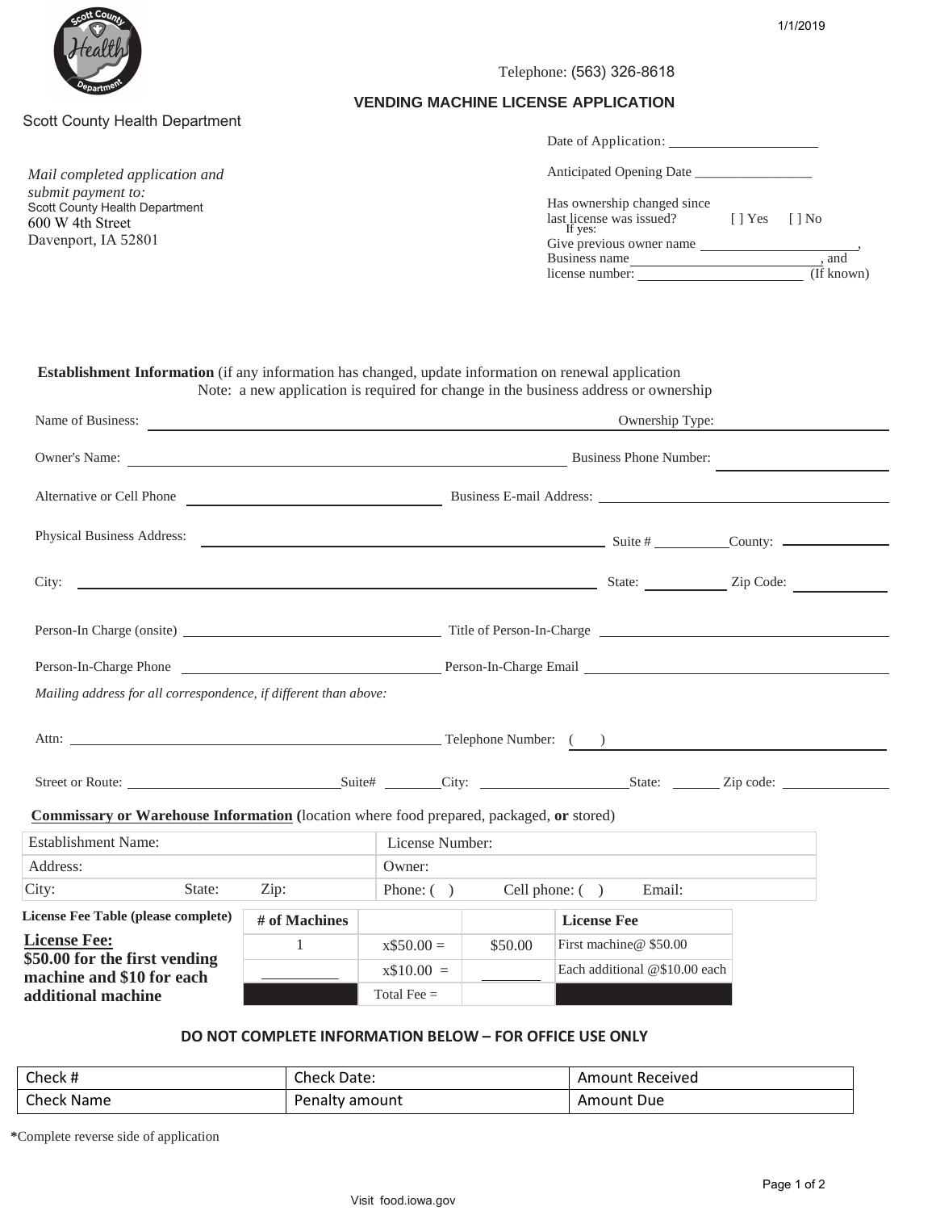1/1/2019

Scott County Health Department

Telephone: (563) 326-8618

## VENDING MACHINE LICENSE APPLICATION

*Mail completed application and submit payment to:*
Scott County Health Department
600 W 4th Street
Davenport, IA 52801

Date of Application: ____________________

Anticipated Opening Date ________________

Has ownership changed since last license was issued? [ ] Yes [ ] No
If yes:
Give previous owner name ______________________,
Business name ______________________, and
license number: ______________________ (If known)

**Establishment Information** (if any information has changed, update information on renewal application
Note: a new application is required for change in the business address or ownership

Name of Business: ____________________ Ownership Type: ____________________

Owner's Name: ____________________ Business Phone Number: ____________________

Alternative or Cell Phone ____________________ Business E-mail Address: ____________________

Physical Business Address: ____________________ Suite # __________ County: __________

City: ____________________ State: __________ Zip Code: __________

Person-In Charge (onsite) ____________________ Title of Person-In-Charge ____________________

Person-In-Charge Phone ____________________ Person-In-Charge Email ____________________

*Mailing address for all correspondence, if different than above:*

Attn: ____________________ Telephone Number: ( ) ____________________

Street or Route: ____________________ Suite# ________ City: ____________________ State: ______ Zip code: __________

**Commissary or Warehouse Information (**location where food prepared, packaged, **or** stored)

| Establishment Name: | | | License Number: | | |
|---|---|---|---|---|---|
| Address: | | | Owner: | | |
| City: | State: | Zip: | Phone: ( ) | Cell phone: ( ) | Email: |

**License Fee Table (please complete)**

**License Fee:**
**$50.00 for the first vending machine and $10 for each additional machine**

| # of Machines | | | License Fee |
|---|---|---|---|
| 1 | x$50.00 = | $50.00 | First machine@ $50.00 |
| ________ | x$10.00 = | ________ | Each additional @$10.00 each |
| | Total Fee = | | |

**DO NOT COMPLETE INFORMATION BELOW – FOR OFFICE USE ONLY**

| Check # | Check Date: | Amount Received |
|---|---|---|
| Check Name | Penalty amount | Amount Due |

***Complete reverse side of application**

Visit food.iowa.gov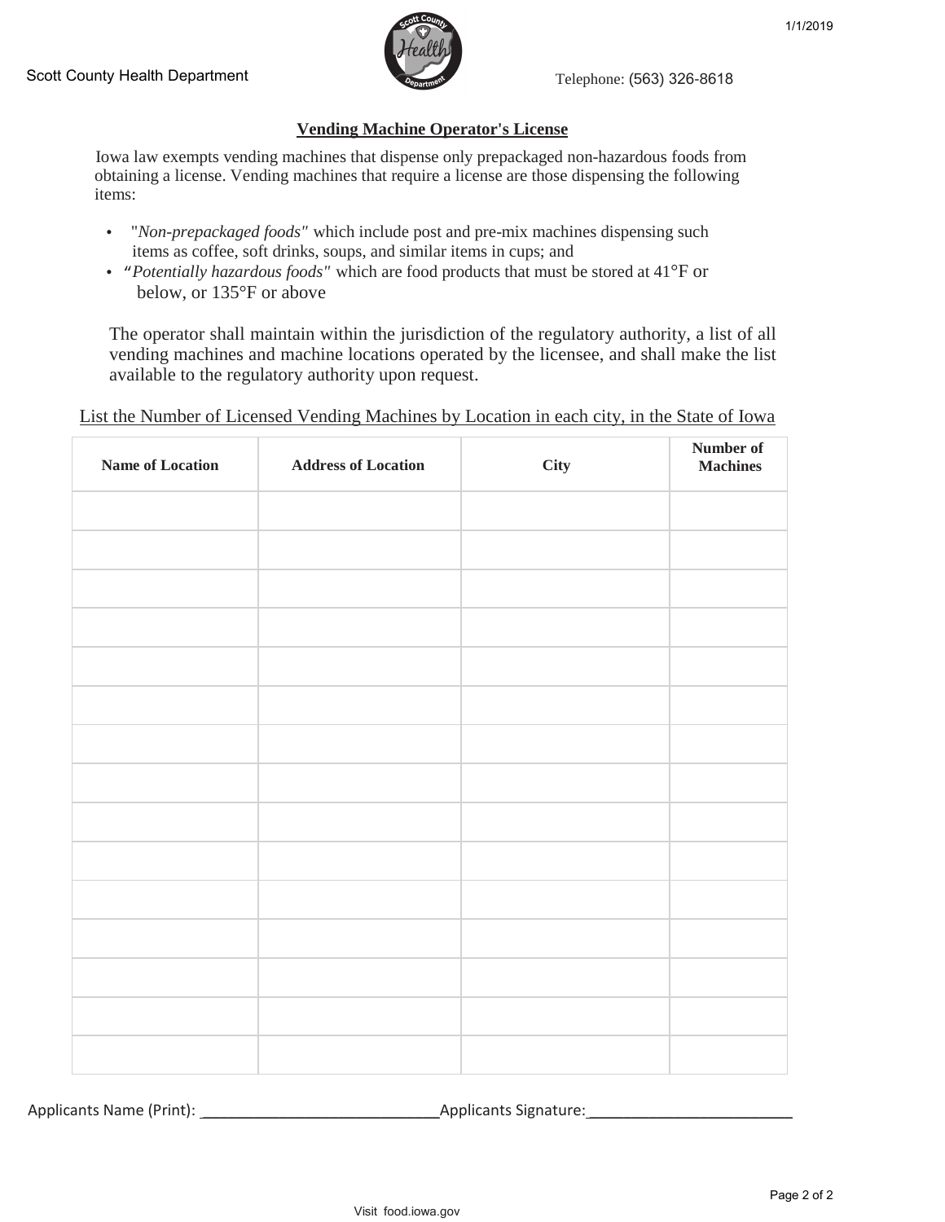Scott County Health Department

Telephone: (563) 326-8618

1/1/2019

## Vending Machine Operator's License

Iowa law exempts vending machines that dispense only prepackaged non-hazardous foods from obtaining a license. Vending machines that require a license are those dispensing the following items:

- "*Non-prepackaged foods"* which include post and pre-mix machines dispensing such items as coffee, soft drinks, soups, and similar items in cups; and
- "*Potentially hazardous foods"* which are food products that must be stored at 41°F or below, or 135°F or above

The operator shall maintain within the jurisdiction of the regulatory authority, a list of all vending machines and machine locations operated by the licensee, and shall make the list available to the regulatory authority upon request.

List the Number of Licensed Vending Machines by Location in each city, in the State of Iowa

| Name of Location | Address of Location | City | Number of Machines |
|---|---|---|---|
| | | | |
| | | | |
| | | | |
| | | | |
| | | | |
| | | | |
| | | | |
| | | | |
| | | | |
| | | | |
| | | | |
| | | | |
| | | | |
| | | | |
| | | | |

Applicants Name (Print): ____________________________ Applicants Signature: ________________________

Visit food.iowa.gov